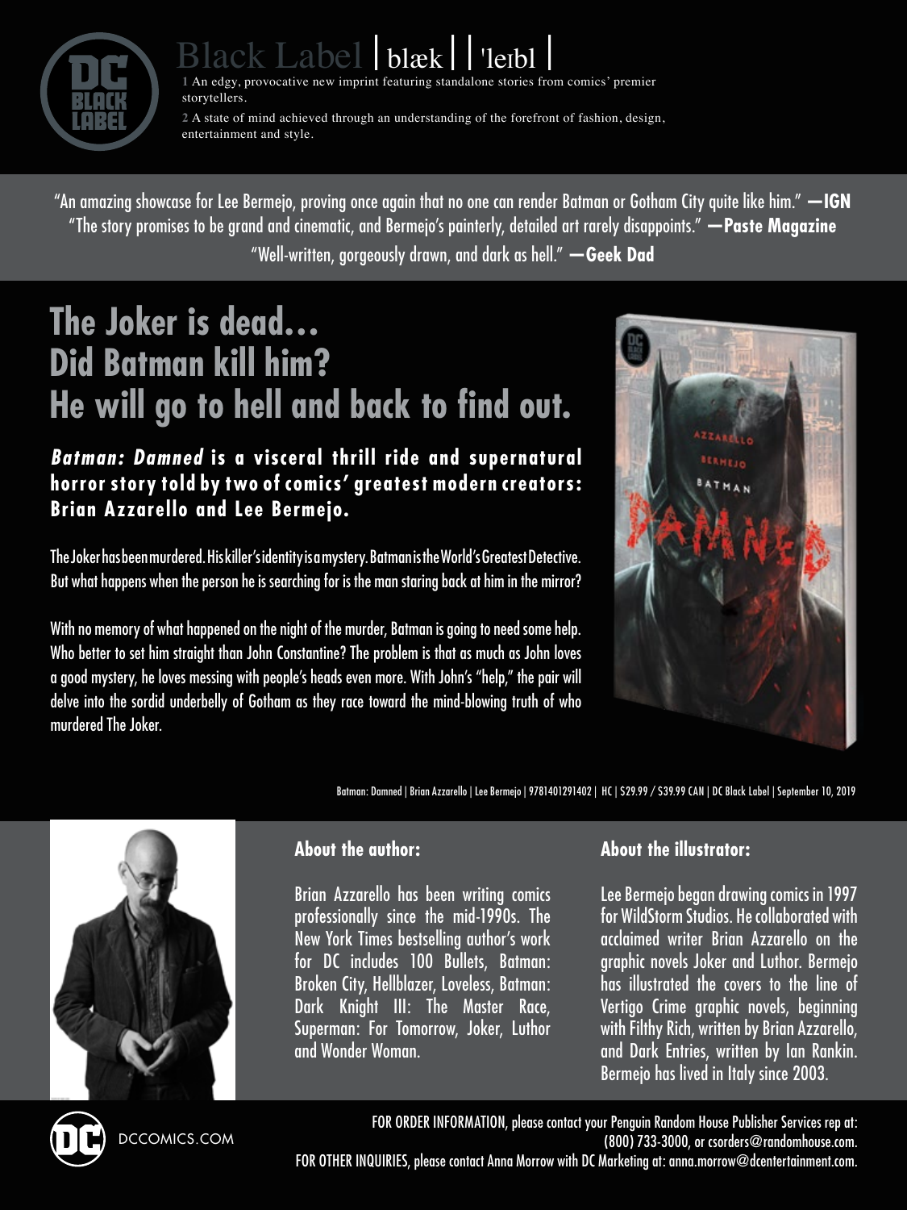# Black Label | blæk | | ˈleɪbl |

1 An edgy, provocative new imprint featuring standalone stories from comics' premier storytellers.

2 A state of mind achieved through an understanding of the forefront of fashion, design, entertainment and style.

"An amazing showcase for Lee Bermejo, proving once again that no one can render Batman or Gotham City quite like him." **—IGN**
"The story promises to be grand and cinematic, and Bermejo's painterly, detailed art rarely disappoints." **—Paste Magazine**
"Well-written, gorgeously drawn, and dark as hell." **—Geek Dad**

## The Joker is dead…
## Did Batman kill him?
## He will go to hell and back to find out.

***Batman: Damned*** **is a visceral thrill ride and supernatural horror story told by two of comics' greatest modern creators: Brian Azzarello and Lee Bermejo.**

The Joker has been murdered. His killer's identity is a mystery. Batman is the World's Greatest Detective. But what happens when the person he is searching for is the man staring back at him in the mirror?

With no memory of what happened on the night of the murder, Batman is going to need some help. Who better to set him straight than John Constantine? The problem is that as much as John loves a good mystery, he loves messing with people's heads even more. With John's "help," the pair will delve into the sordid underbelly of Gotham as they race toward the mind-blowing truth of who murdered The Joker.

Batman: Damned | Brian Azzarello | Lee Bermejo | 9781401291402 | HC | $29.99 / $39.99 CAN | DC Black Label | September 10, 2019

### About the author:

Brian Azzarello has been writing comics professionally since the mid-1990s. The New York Times bestselling author's work for DC includes 100 Bullets, Batman: Broken City, Hellblazer, Loveless, Batman: Dark Knight III: The Master Race, Superman: For Tomorrow, Joker, Luthor and Wonder Woman.

### About the illustrator:

Lee Bermejo began drawing comics in 1997 for WildStorm Studios. He collaborated with acclaimed writer Brian Azzarello on the graphic novels Joker and Luthor. Bermejo has illustrated the covers to the line of Vertigo Crime graphic novels, beginning with Filthy Rich, written by Brian Azzarello, and Dark Entries, written by Ian Rankin. Bermejo has lived in Italy since 2003.

DCCOMICS.COM

FOR ORDER INFORMATION, please contact your Penguin Random House Publisher Services rep at: (800) 733-3000, or csorders@randomhouse.com.
FOR OTHER INQUIRIES, please contact Anna Morrow with DC Marketing at: anna.morrow@dcentertainment.com.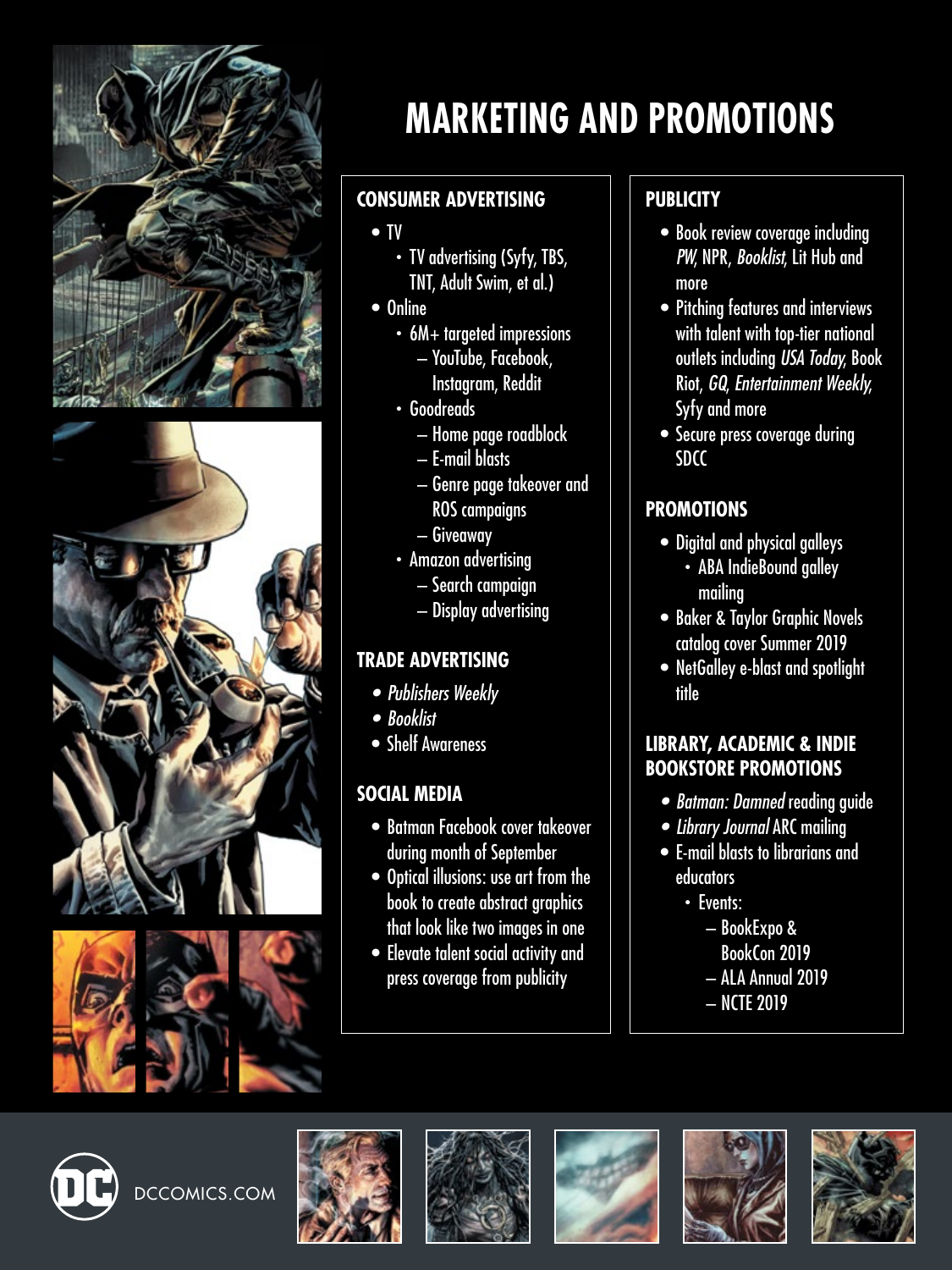# MARKETING AND PROMOTIONS

## CONSUMER ADVERTISING

- TV
  - TV advertising (Syfy, TBS, TNT, Adult Swim, et al.)
- Online
  - 6M+ targeted impressions
    - YouTube, Facebook, Instagram, Reddit
  - Goodreads
    - Home page roadblock
    - E-mail blasts
    - Genre page takeover and ROS campaigns
    - Giveaway
  - Amazon advertising
    - Search campaign
    - Display advertising

## TRADE ADVERTISING

- *Publishers Weekly*
- *Booklist*
- Shelf Awareness

## SOCIAL MEDIA

- Batman Facebook cover takeover during month of September
- Optical illusions: use art from the book to create abstract graphics that look like two images in one
- Elevate talent social activity and press coverage from publicity

## PUBLICITY

- Book review coverage including *PW*, NPR, *Booklist*, Lit Hub and more
- Pitching features and interviews with talent with top-tier national outlets including *USA Today*, Book Riot, *GQ*, *Entertainment Weekly*, Syfy and more
- Secure press coverage during SDCC

## PROMOTIONS

- Digital and physical galleys
  - ABA IndieBound galley mailing
- Baker & Taylor Graphic Novels catalog cover Summer 2019
- NetGalley e-blast and spotlight title

## LIBRARY, ACADEMIC & INDIE BOOKSTORE PROMOTIONS

- *Batman: Damned* reading guide
- *Library Journal* ARC mailing
- E-mail blasts to librarians and educators
  - Events:
    - BookExpo & BookCon 2019
    - ALA Annual 2019
    - NCTE 2019

DCCOMICS.COM